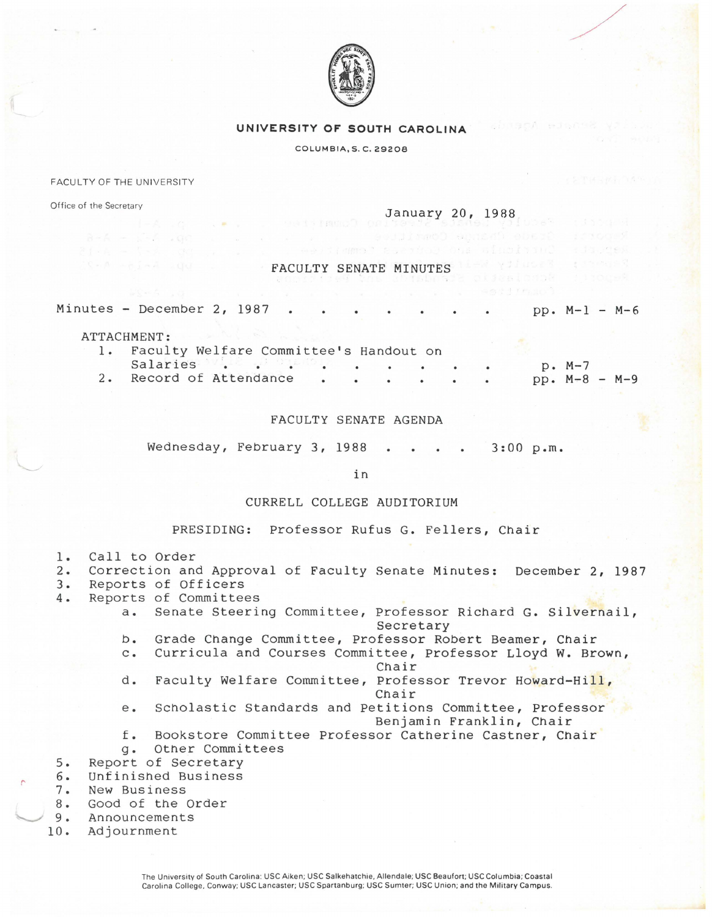# UNIVERSITY OF SOUTH CAROLINA

COLUMBIA, S. C. 29208

FACULTY OF THE UNIVERSITY

Office of the Secretary

January 20, 1988

## FACULTY SENATE MINUTES

Minutes - December 2, 1987 . . . . . . . . pp. M-1 - M-6

ATTACHMENT:

1. Faculty Welfare Committee's Handout on Salaries . . . . . . . . . p. M-7
2. Record of Attendance . . . . . . . . pp. M-8 - M-9

## FACULTY SENATE AGENDA

Wednesday, February 3, 1988 . . . . 3:00 p.m.

in

CURRELL COLLEGE AUDITORIUM

PRESIDING: Professor Rufus G. Fellers, Chair

1. Call to Order
2. Correction and Approval of Faculty Senate Minutes: December 2, 1987
3. Reports of Officers
4. Reports of Committees
   a. Senate Steering Committee, Professor Richard G. Silvernail, Secretary
   b. Grade Change Committee, Professor Robert Beamer, Chair
   c. Curricula and Courses Committee, Professor Lloyd W. Brown, Chair
   d. Faculty Welfare Committee, Professor Trevor Howard-Hill, Chair
   e. Scholastic Standards and Petitions Committee, Professor Benjamin Franklin, Chair
   f. Bookstore Committee Professor Catherine Castner, Chair
   g. Other Committees
5. Report of Secretary
6. Unfinished Business
7. New Business
8. Good of the Order
9. Announcements
10. Adjournment

The University of South Carolina: USC Aiken; USC Salkehatchie, Allendale; USC Beaufort; USC Columbia; Coastal Carolina College, Conway; USC Lancaster; USC Spartanburg; USC Sumter; USC Union; and the Military Campus.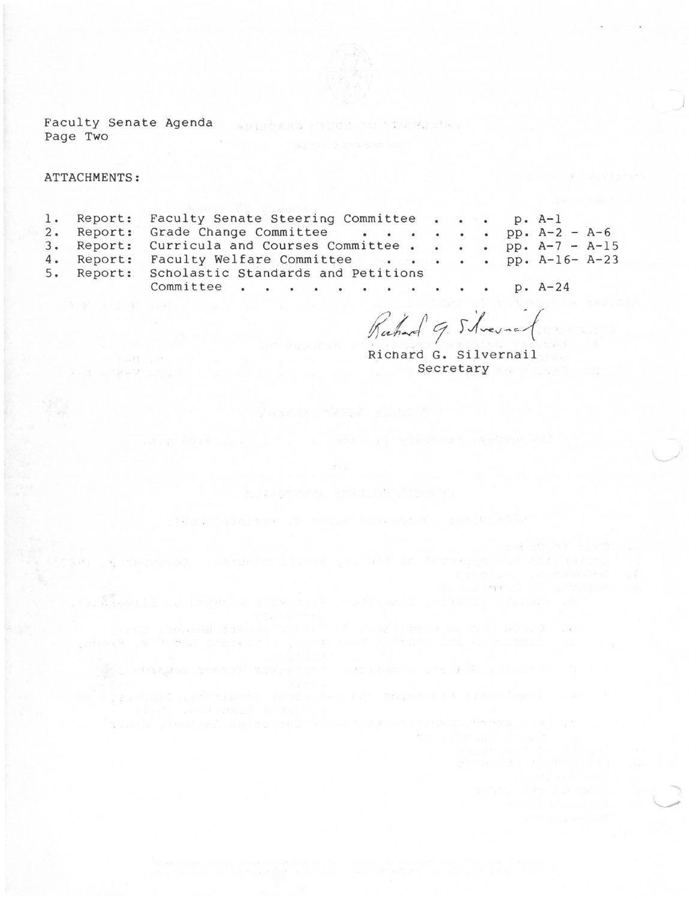Faculty Senate Agenda
Page Two

ATTACHMENTS:

| | | | |
|---|---|---|---|
| 1. | Report: | Faculty Senate Steering Committee . . . | p. A-1 |
| 2. | Report: | Grade Change Committee . . . . . . . | pp. A-2 - A-6 |
| 3. | Report: | Curricula and Courses Committee . . . . | pp. A-7 - A-15 |
| 4. | Report: | Faculty Welfare Committee . . . . . . | pp. A-16- A-23 |
| 5. | Report: | Scholastic Standards and Petitions Committee . . . . . . . . . . . | p. A-24 |

Richard G. Silvernail
Secretary